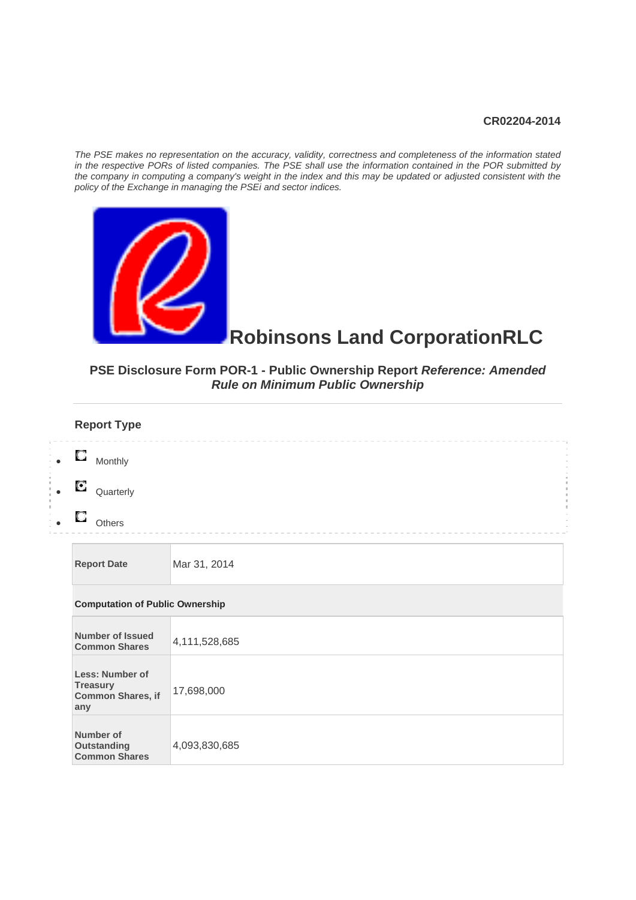**CR02204-2014**

*The PSE makes no representation on the accuracy, validity, correctness and completeness of the information stated in the respective PORs of listed companies. The PSE shall use the information contained in the POR submitted by the company in computing a company's weight in the index and this may be updated or adjusted consistent with the policy of the Exchange in managing the PSEi and sector indices.*

# Robinsons Land CorporationRLC

### PSE Disclosure Form POR-1 - Public Ownership Report *Reference: Amended Rule on Minimum Public Ownership*

---

## Report Type

- ( ) Monthly
- (•) Quarterly
- ( ) Others

| **Report Date** | Mar 31, 2014 |
|---|---|

**Computation of Public Ownership**

| | |
|---|---|
| **Number of Issued Common Shares** | 4,111,528,685 |
| **Less: Number of Treasury Common Shares, if any** | 17,698,000 |
| **Number of Outstanding Common Shares** | 4,093,830,685 |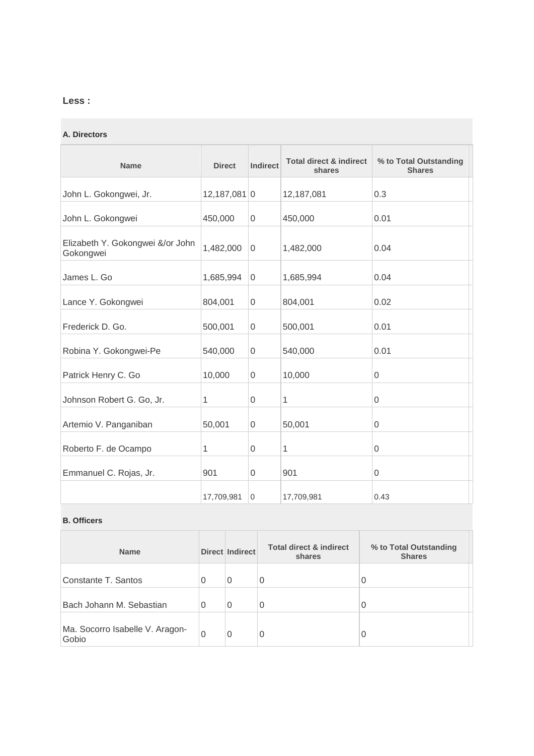**Less :**

**A. Directors**

| Name | Direct | Indirect | Total direct & indirect shares | % to Total Outstanding Shares |
|---|---|---|---|---|
| John L. Gokongwei, Jr. | 12,187,081 | 0 | 12,187,081 | 0.3 |
| John L. Gokongwei | 450,000 | 0 | 450,000 | 0.01 |
| Elizabeth Y. Gokongwei &/or John Gokongwei | 1,482,000 | 0 | 1,482,000 | 0.04 |
| James L. Go | 1,685,994 | 0 | 1,685,994 | 0.04 |
| Lance Y. Gokongwei | 804,001 | 0 | 804,001 | 0.02 |
| Frederick D. Go. | 500,001 | 0 | 500,001 | 0.01 |
| Robina Y. Gokongwei-Pe | 540,000 | 0 | 540,000 | 0.01 |
| Patrick Henry C. Go | 10,000 | 0 | 10,000 | 0 |
| Johnson Robert G. Go, Jr. | 1 | 0 | 1 | 0 |
| Artemio V. Panganiban | 50,001 | 0 | 50,001 | 0 |
| Roberto F. de Ocampo | 1 | 0 | 1 | 0 |
| Emmanuel C. Rojas, Jr. | 901 | 0 | 901 | 0 |
| | 17,709,981 | 0 | 17,709,981 | 0.43 |

**B. Officers**

| Name | Direct | Indirect | Total direct & indirect shares | % to Total Outstanding Shares |
|---|---|---|---|---|
| Constante T. Santos | 0 | 0 | 0 | 0 |
| Bach Johann M. Sebastian | 0 | 0 | 0 | 0 |
| Ma. Socorro Isabelle V. Aragon-Gobio | 0 | 0 | 0 | 0 |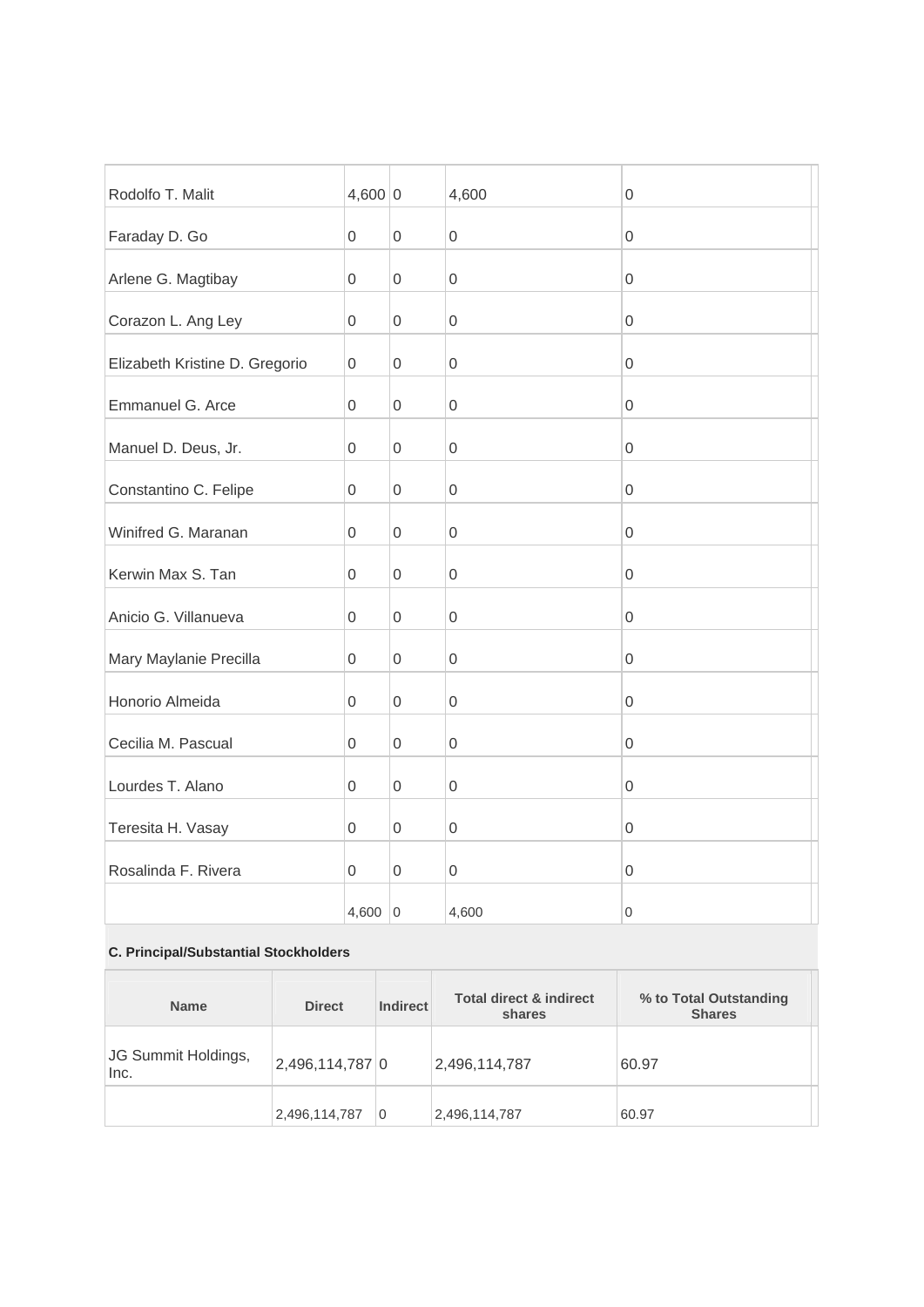| | | | | |
|---|---|---|---|---|
| Rodolfo T. Malit | 4,600 | 0 | 4,600 | 0 |
| Faraday D. Go | 0 | 0 | 0 | 0 |
| Arlene G. Magtibay | 0 | 0 | 0 | 0 |
| Corazon L. Ang Ley | 0 | 0 | 0 | 0 |
| Elizabeth Kristine D. Gregorio | 0 | 0 | 0 | 0 |
| Emmanuel G. Arce | 0 | 0 | 0 | 0 |
| Manuel D. Deus, Jr. | 0 | 0 | 0 | 0 |
| Constantino C. Felipe | 0 | 0 | 0 | 0 |
| Winifred G. Maranan | 0 | 0 | 0 | 0 |
| Kerwin Max S. Tan | 0 | 0 | 0 | 0 |
| Anicio G. Villanueva | 0 | 0 | 0 | 0 |
| Mary Maylanie Precilla | 0 | 0 | 0 | 0 |
| Honorio Almeida | 0 | 0 | 0 | 0 |
| Cecilia M. Pascual | 0 | 0 | 0 | 0 |
| Lourdes T. Alano | 0 | 0 | 0 | 0 |
| Teresita H. Vasay | 0 | 0 | 0 | 0 |
| Rosalinda F. Rivera | 0 | 0 | 0 | 0 |
| | 4,600 | 0 | 4,600 | 0 |

**C. Principal/Substantial Stockholders**

| Name | Direct | Indirect | Total direct & indirect shares | % to Total Outstanding Shares |
|---|---|---|---|---|
| JG Summit Holdings, Inc. | 2,496,114,787 | 0 | 2,496,114,787 | 60.97 |
| | 2,496,114,787 | 0 | 2,496,114,787 | 60.97 |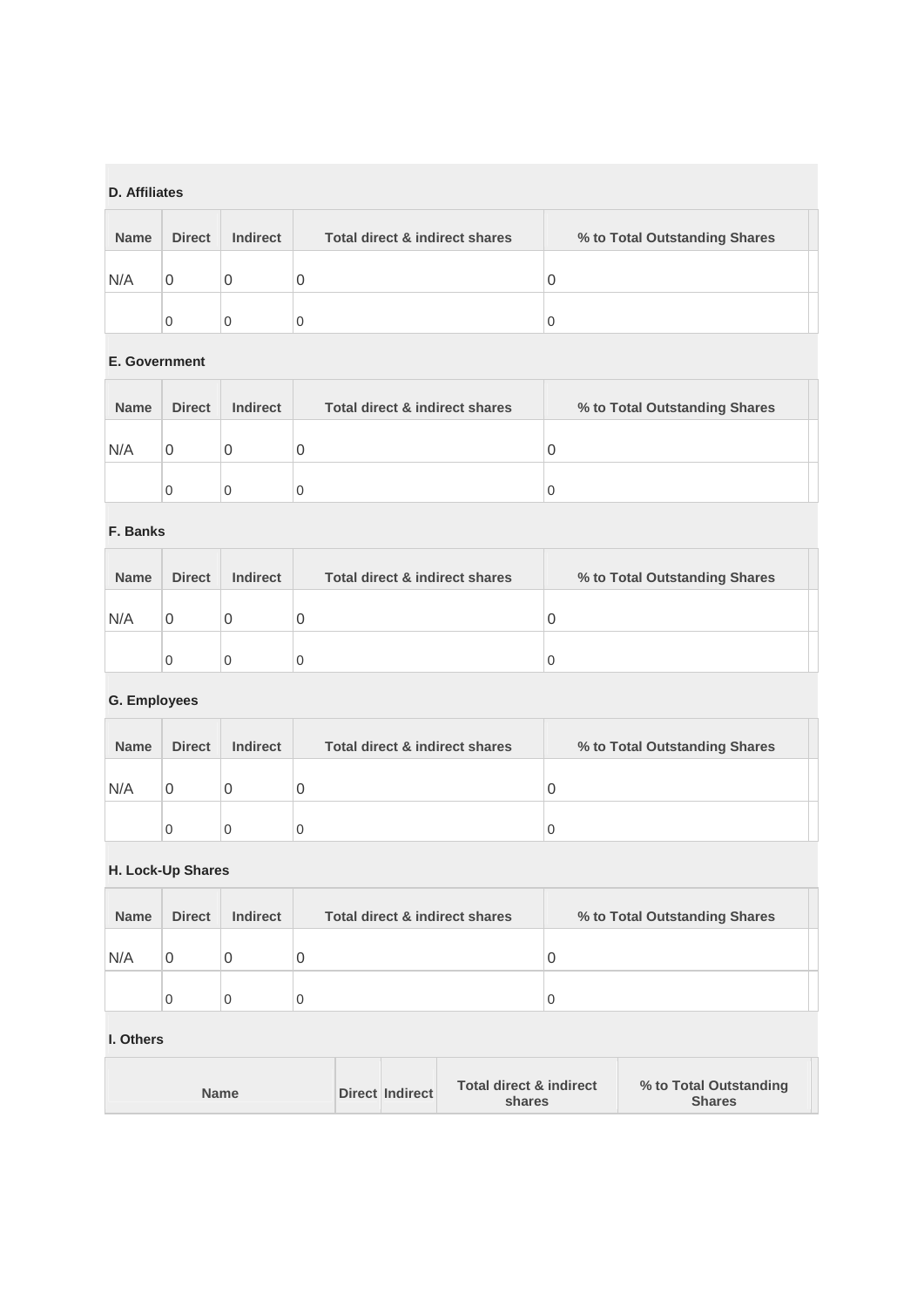### D. Affiliates

| Name | Direct | Indirect | Total direct & indirect shares | % to Total Outstanding Shares |
| --- | --- | --- | --- | --- |
| N/A | 0 | 0 | 0 | 0 |
| | 0 | 0 | 0 | 0 |

### E. Government

| Name | Direct | Indirect | Total direct & indirect shares | % to Total Outstanding Shares |
| --- | --- | --- | --- | --- |
| N/A | 0 | 0 | 0 | 0 |
| | 0 | 0 | 0 | 0 |

### F. Banks

| Name | Direct | Indirect | Total direct & indirect shares | % to Total Outstanding Shares |
| --- | --- | --- | --- | --- |
| N/A | 0 | 0 | 0 | 0 |
| | 0 | 0 | 0 | 0 |

### G. Employees

| Name | Direct | Indirect | Total direct & indirect shares | % to Total Outstanding Shares |
| --- | --- | --- | --- | --- |
| N/A | 0 | 0 | 0 | 0 |
| | 0 | 0 | 0 | 0 |

### H. Lock-Up Shares

| Name | Direct | Indirect | Total direct & indirect shares | % to Total Outstanding Shares |
| --- | --- | --- | --- | --- |
| N/A | 0 | 0 | 0 | 0 |
| | 0 | 0 | 0 | 0 |

### I. Others

| Name | Direct | Indirect | Total direct & indirect shares | % to Total Outstanding Shares |
| --- | --- | --- | --- | --- |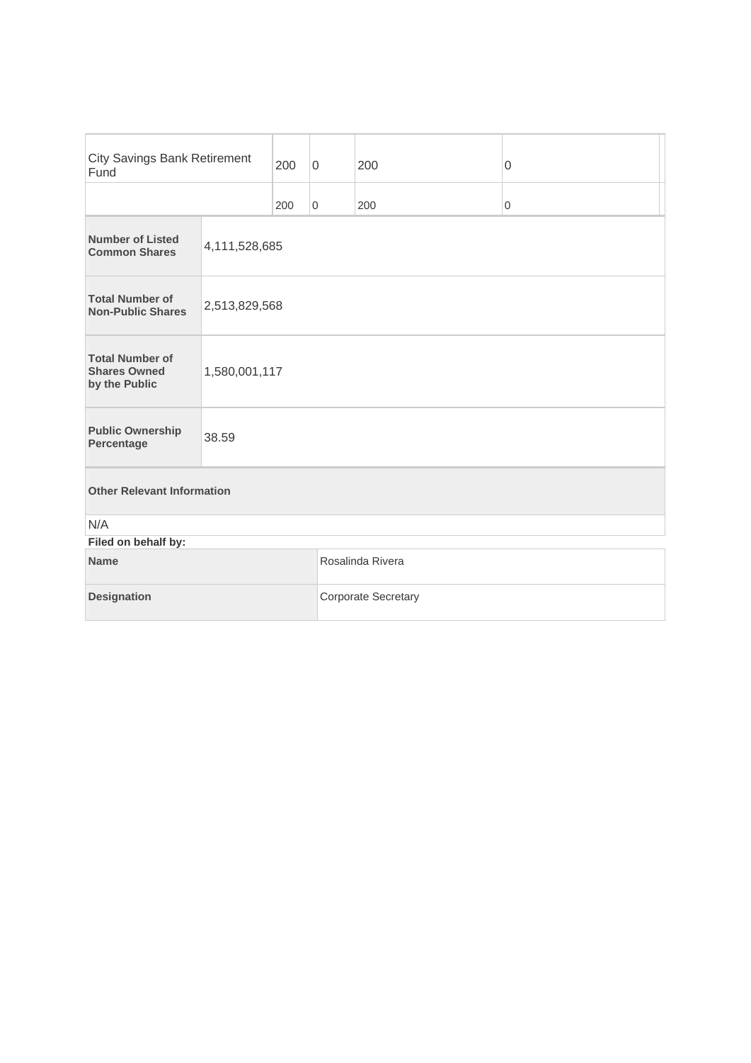| | | | | |
|---|---|---|---|---|
| City Savings Bank Retirement Fund | 200 | 0 | 200 | 0 |
| | 200 | 0 | 200 | 0 |

| | |
|---|---|
| **Number of Listed Common Shares** | 4,111,528,685 |
| **Total Number of Non-Public Shares** | 2,513,829,568 |
| **Total Number of Shares Owned by the Public** | 1,580,001,117 |
| **Public Ownership Percentage** | 38.59 |

**Other Relevant Information**

N/A

**Filed on behalf by:**

| | |
|---|---|
| **Name** | Rosalinda Rivera |
| **Designation** | Corporate Secretary |